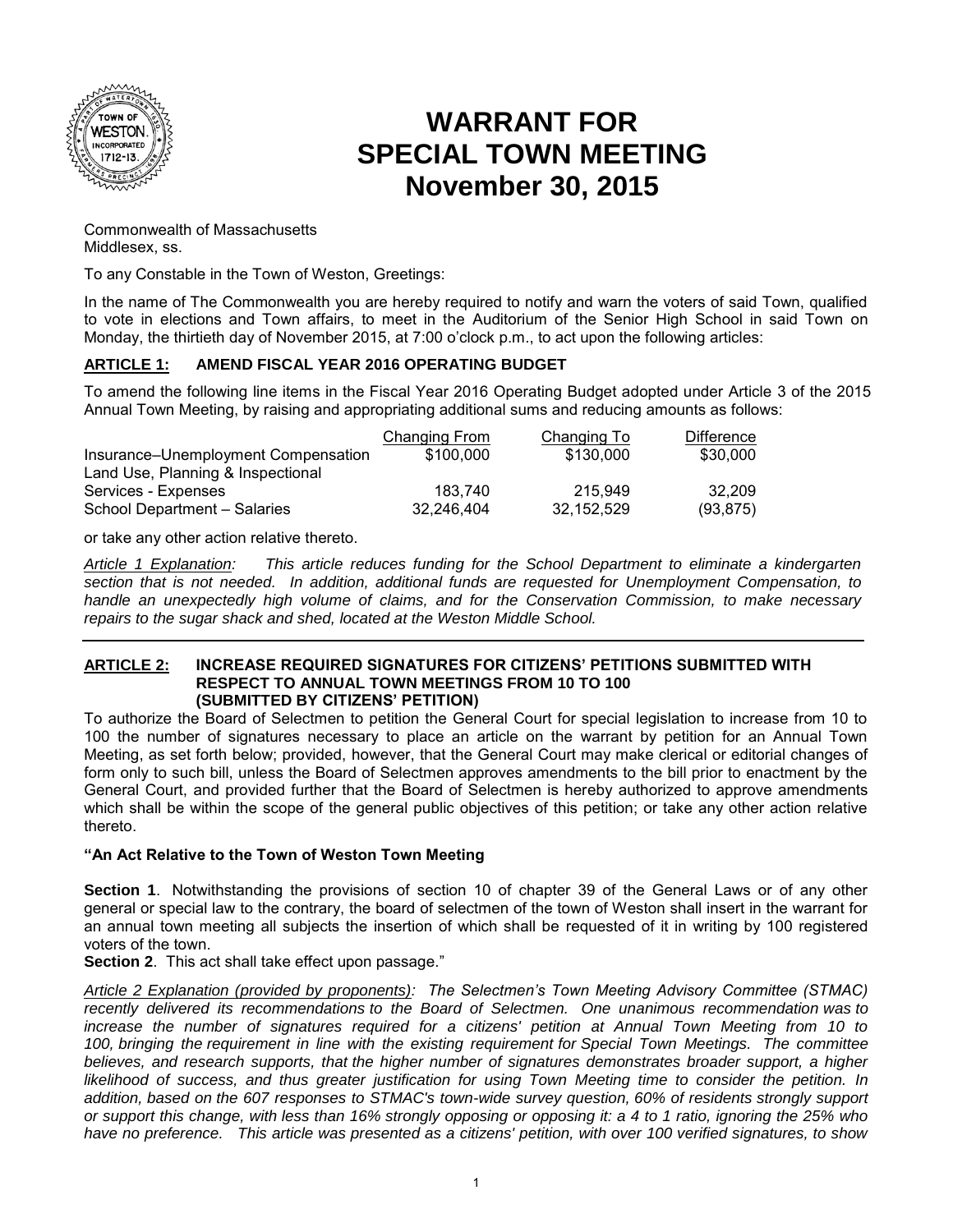# WARRANT FOR SPECIAL TOWN MEETING November 30, 2015

Commonwealth of Massachusetts
Middlesex, ss.

To any Constable in the Town of Weston, Greetings:

In the name of The Commonwealth you are hereby required to notify and warn the voters of said Town, qualified to vote in elections and Town affairs, to meet in the Auditorium of the Senior High School in said Town on Monday, the thirtieth day of November 2015, at 7:00 o'clock p.m., to act upon the following articles:

## ARTICLE 1: AMEND FISCAL YEAR 2016 OPERATING BUDGET

To amend the following line items in the Fiscal Year 2016 Operating Budget adopted under Article 3 of the 2015 Annual Town Meeting, by raising and appropriating additional sums and reducing amounts as follows:

| | Changing From | Changing To | Difference |
|---|---|---|---|
| Insurance–Unemployment Compensation | \$100,000 | \$130,000 | \$30,000 |
| Land Use, Planning & Inspectional Services - Expenses | 183,740 | 215,949 | 32,209 |
| School Department – Salaries | 32,246,404 | 32,152,529 | (93,875) |

or take any other action relative thereto.

*Article 1 Explanation: This article reduces funding for the School Department to eliminate a kindergarten section that is not needed. In addition, additional funds are requested for Unemployment Compensation, to handle an unexpectedly high volume of claims, and for the Conservation Commission, to make necessary repairs to the sugar shack and shed, located at the Weston Middle School.*

---

## ARTICLE 2: INCREASE REQUIRED SIGNATURES FOR CITIZENS' PETITIONS SUBMITTED WITH RESPECT TO ANNUAL TOWN MEETINGS FROM 10 TO 100 (SUBMITTED BY CITIZENS' PETITION)

To authorize the Board of Selectmen to petition the General Court for special legislation to increase from 10 to 100 the number of signatures necessary to place an article on the warrant by petition for an Annual Town Meeting, as set forth below; provided, however, that the General Court may make clerical or editorial changes of form only to such bill, unless the Board of Selectmen approves amendments to the bill prior to enactment by the General Court, and provided further that the Board of Selectmen is hereby authorized to approve amendments which shall be within the scope of the general public objectives of this petition; or take any other action relative thereto.

**"An Act Relative to the Town of Weston Town Meeting**

**Section 1**. Notwithstanding the provisions of section 10 of chapter 39 of the General Laws or of any other general or special law to the contrary, the board of selectmen of the town of Weston shall insert in the warrant for an annual town meeting all subjects the insertion of which shall be requested of it in writing by 100 registered voters of the town.

**Section 2**. This act shall take effect upon passage."

*Article 2 Explanation (provided by proponents): The Selectmen's Town Meeting Advisory Committee (STMAC) recently delivered its recommendations to the Board of Selectmen. One unanimous recommendation was to increase the number of signatures required for a citizens' petition at Annual Town Meeting from 10 to 100, bringing the requirement in line with the existing requirement for Special Town Meetings. The committee believes, and research supports, that the higher number of signatures demonstrates broader support, a higher likelihood of success, and thus greater justification for using Town Meeting time to consider the petition. In addition, based on the 607 responses to STMAC's town-wide survey question, 60% of residents strongly support or support this change, with less than 16% strongly opposing or opposing it: a 4 to 1 ratio, ignoring the 25% who have no preference. This article was presented as a citizens' petition, with over 100 verified signatures, to show*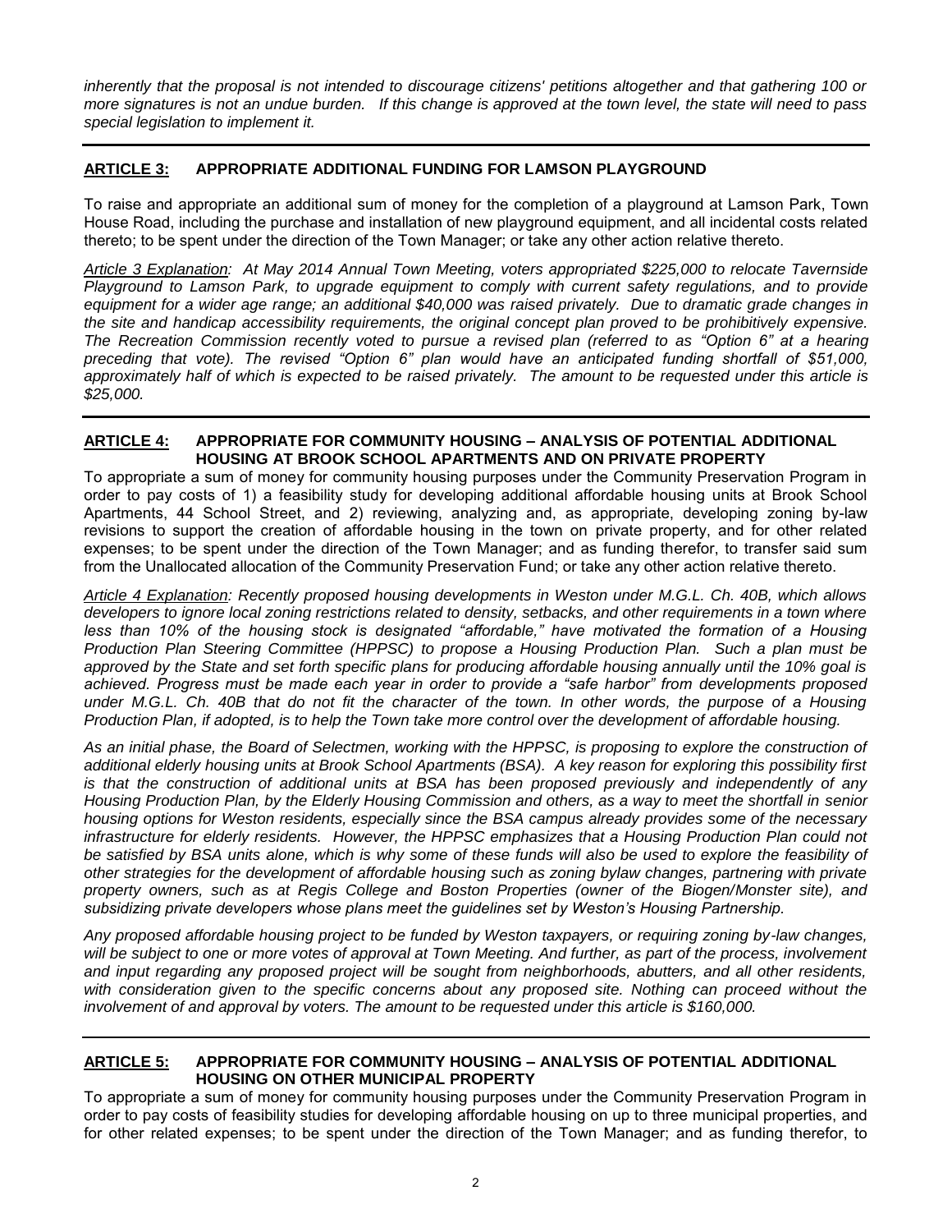*inherently that the proposal is not intended to discourage citizens' petitions altogether and that gathering 100 or more signatures is not an undue burden. If this change is approved at the town level, the state will need to pass special legislation to implement it.*

---

## ARTICLE 3: APPROPRIATE ADDITIONAL FUNDING FOR LAMSON PLAYGROUND

To raise and appropriate an additional sum of money for the completion of a playground at Lamson Park, Town House Road, including the purchase and installation of new playground equipment, and all incidental costs related thereto; to be spent under the direction of the Town Manager; or take any other action relative thereto.

*Article 3 Explanation: At May 2014 Annual Town Meeting, voters appropriated $225,000 to relocate Tavernside Playground to Lamson Park, to upgrade equipment to comply with current safety regulations, and to provide equipment for a wider age range; an additional $40,000 was raised privately. Due to dramatic grade changes in the site and handicap accessibility requirements, the original concept plan proved to be prohibitively expensive. The Recreation Commission recently voted to pursue a revised plan (referred to as "Option 6" at a hearing preceding that vote). The revised "Option 6" plan would have an anticipated funding shortfall of $51,000, approximately half of which is expected to be raised privately. The amount to be requested under this article is $25,000.*

---

## ARTICLE 4: APPROPRIATE FOR COMMUNITY HOUSING – ANALYSIS OF POTENTIAL ADDITIONAL HOUSING AT BROOK SCHOOL APARTMENTS AND ON PRIVATE PROPERTY

To appropriate a sum of money for community housing purposes under the Community Preservation Program in order to pay costs of 1) a feasibility study for developing additional affordable housing units at Brook School Apartments, 44 School Street, and 2) reviewing, analyzing and, as appropriate, developing zoning by-law revisions to support the creation of affordable housing in the town on private property, and for other related expenses; to be spent under the direction of the Town Manager; and as funding therefor, to transfer said sum from the Unallocated allocation of the Community Preservation Fund; or take any other action relative thereto.

*Article 4 Explanation: Recently proposed housing developments in Weston under M.G.L. Ch. 40B, which allows developers to ignore local zoning restrictions related to density, setbacks, and other requirements in a town where less than 10% of the housing stock is designated "affordable," have motivated the formation of a Housing Production Plan Steering Committee (HPPSC) to propose a Housing Production Plan. Such a plan must be approved by the State and set forth specific plans for producing affordable housing annually until the 10% goal is achieved. Progress must be made each year in order to provide a "safe harbor" from developments proposed under M.G.L. Ch. 40B that do not fit the character of the town. In other words, the purpose of a Housing Production Plan, if adopted, is to help the Town take more control over the development of affordable housing.*

*As an initial phase, the Board of Selectmen, working with the HPPSC, is proposing to explore the construction of additional elderly housing units at Brook School Apartments (BSA). A key reason for exploring this possibility first is that the construction of additional units at BSA has been proposed previously and independently of any Housing Production Plan, by the Elderly Housing Commission and others, as a way to meet the shortfall in senior housing options for Weston residents, especially since the BSA campus already provides some of the necessary infrastructure for elderly residents. However, the HPPSC emphasizes that a Housing Production Plan could not be satisfied by BSA units alone, which is why some of these funds will also be used to explore the feasibility of other strategies for the development of affordable housing such as zoning bylaw changes, partnering with private property owners, such as at Regis College and Boston Properties (owner of the Biogen/Monster site), and subsidizing private developers whose plans meet the guidelines set by Weston's Housing Partnership.*

*Any proposed affordable housing project to be funded by Weston taxpayers, or requiring zoning by-law changes, will be subject to one or more votes of approval at Town Meeting. And further, as part of the process, involvement and input regarding any proposed project will be sought from neighborhoods, abutters, and all other residents, with consideration given to the specific concerns about any proposed site. Nothing can proceed without the involvement of and approval by voters. The amount to be requested under this article is $160,000.*

---

## ARTICLE 5: APPROPRIATE FOR COMMUNITY HOUSING – ANALYSIS OF POTENTIAL ADDITIONAL HOUSING ON OTHER MUNICIPAL PROPERTY

To appropriate a sum of money for community housing purposes under the Community Preservation Program in order to pay costs of feasibility studies for developing affordable housing on up to three municipal properties, and for other related expenses; to be spent under the direction of the Town Manager; and as funding therefor, to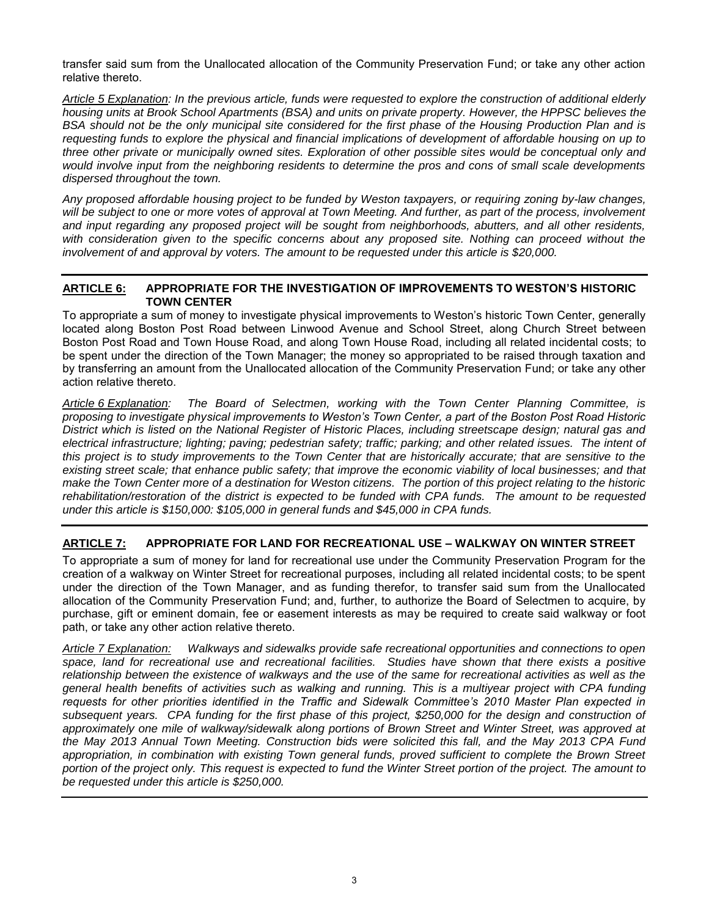transfer said sum from the Unallocated allocation of the Community Preservation Fund; or take any other action relative thereto.

*<u>Article 5 Explanation</u>: In the previous article, funds were requested to explore the construction of additional elderly housing units at Brook School Apartments (BSA) and units on private property. However, the HPPSC believes the BSA should not be the only municipal site considered for the first phase of the Housing Production Plan and is requesting funds to explore the physical and financial implications of development of affordable housing on up to three other private or municipally owned sites. Exploration of other possible sites would be conceptual only and would involve input from the neighboring residents to determine the pros and cons of small scale developments dispersed throughout the town.*

*Any proposed affordable housing project to be funded by Weston taxpayers, or requiring zoning by-law changes, will be subject to one or more votes of approval at Town Meeting. And further, as part of the process, involvement and input regarding any proposed project will be sought from neighborhoods, abutters, and all other residents, with consideration given to the specific concerns about any proposed site. Nothing can proceed without the involvement of and approval by voters. The amount to be requested under this article is $20,000.*

---

## ARTICLE 6: APPROPRIATE FOR THE INVESTIGATION OF IMPROVEMENTS TO WESTON'S HISTORIC TOWN CENTER

To appropriate a sum of money to investigate physical improvements to Weston's historic Town Center, generally located along Boston Post Road between Linwood Avenue and School Street, along Church Street between Boston Post Road and Town House Road, and along Town House Road, including all related incidental costs; to be spent under the direction of the Town Manager; the money so appropriated to be raised through taxation and by transferring an amount from the Unallocated allocation of the Community Preservation Fund; or take any other action relative thereto.

*<u>Article 6 Explanation</u>: The Board of Selectmen, working with the Town Center Planning Committee, is proposing to investigate physical improvements to Weston's Town Center, a part of the Boston Post Road Historic District which is listed on the National Register of Historic Places, including streetscape design; natural gas and electrical infrastructure; lighting; paving; pedestrian safety; traffic; parking; and other related issues. The intent of this project is to study improvements to the Town Center that are historically accurate; that are sensitive to the existing street scale; that enhance public safety; that improve the economic viability of local businesses; and that make the Town Center more of a destination for Weston citizens. The portion of this project relating to the historic rehabilitation/restoration of the district is expected to be funded with CPA funds. The amount to be requested under this article is $150,000: $105,000 in general funds and $45,000 in CPA funds.*

---

## ARTICLE 7: APPROPRIATE FOR LAND FOR RECREATIONAL USE – WALKWAY ON WINTER STREET

To appropriate a sum of money for land for recreational use under the Community Preservation Program for the creation of a walkway on Winter Street for recreational purposes, including all related incidental costs; to be spent under the direction of the Town Manager, and as funding therefor, to transfer said sum from the Unallocated allocation of the Community Preservation Fund; and, further, to authorize the Board of Selectmen to acquire, by purchase, gift or eminent domain, fee or easement interests as may be required to create said walkway or foot path, or take any other action relative thereto.

*<u>Article 7 Explanation:</u> Walkways and sidewalks provide safe recreational opportunities and connections to open space, land for recreational use and recreational facilities. Studies have shown that there exists a positive relationship between the existence of walkways and the use of the same for recreational activities as well as the general health benefits of activities such as walking and running. This is a multiyear project with CPA funding requests for other priorities identified in the Traffic and Sidewalk Committee's 2010 Master Plan expected in subsequent years. CPA funding for the first phase of this project, $250,000 for the design and construction of approximately one mile of walkway/sidewalk along portions of Brown Street and Winter Street, was approved at the May 2013 Annual Town Meeting. Construction bids were solicited this fall, and the May 2013 CPA Fund appropriation, in combination with existing Town general funds, proved sufficient to complete the Brown Street portion of the project only. This request is expected to fund the Winter Street portion of the project. The amount to be requested under this article is $250,000.*

---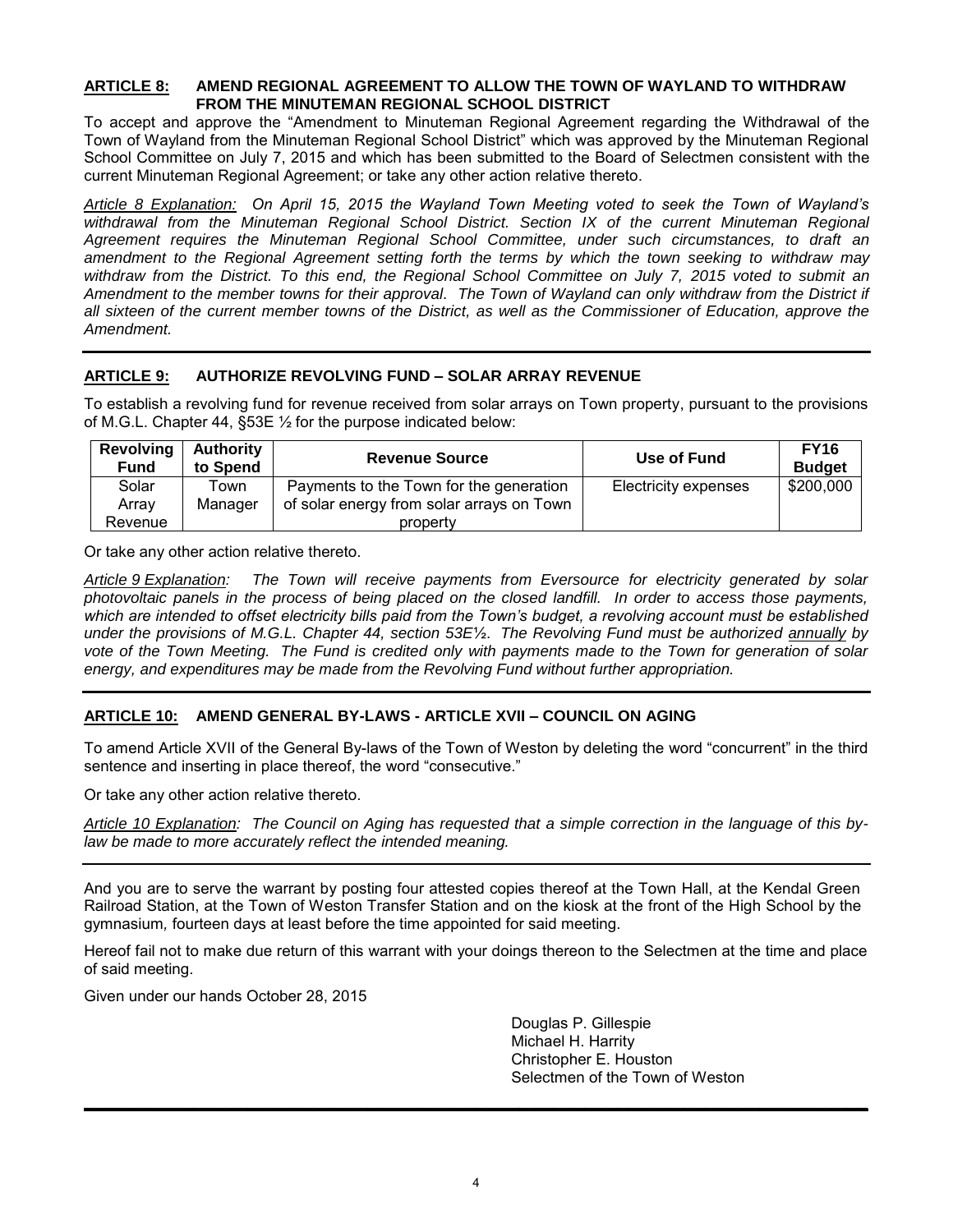**ARTICLE 8: AMEND REGIONAL AGREEMENT TO ALLOW THE TOWN OF WAYLAND TO WITHDRAW FROM THE MINUTEMAN REGIONAL SCHOOL DISTRICT**

To accept and approve the "Amendment to Minuteman Regional Agreement regarding the Withdrawal of the Town of Wayland from the Minuteman Regional School District" which was approved by the Minuteman Regional School Committee on July 7, 2015 and which has been submitted to the Board of Selectmen consistent with the current Minuteman Regional Agreement; or take any other action relative thereto.

*Article 8 Explanation: On April 15, 2015 the Wayland Town Meeting voted to seek the Town of Wayland's withdrawal from the Minuteman Regional School District. Section IX of the current Minuteman Regional Agreement requires the Minuteman Regional School Committee, under such circumstances, to draft an amendment to the Regional Agreement setting forth the terms by which the town seeking to withdraw may withdraw from the District. To this end, the Regional School Committee on July 7, 2015 voted to submit an Amendment to the member towns for their approval. The Town of Wayland can only withdraw from the District if all sixteen of the current member towns of the District, as well as the Commissioner of Education, approve the Amendment.*

**ARTICLE 9: AUTHORIZE REVOLVING FUND – SOLAR ARRAY REVENUE**

To establish a revolving fund for revenue received from solar arrays on Town property, pursuant to the provisions of M.G.L. Chapter 44, §53E ½ for the purpose indicated below:

| Revolving Fund | Authority to Spend | Revenue Source | Use of Fund | FY16 Budget |
|---|---|---|---|---|
| Solar Array Revenue | Town Manager | Payments to the Town for the generation of solar energy from solar arrays on Town property | Electricity expenses | \$200,000 |

Or take any other action relative thereto.

*Article 9 Explanation: The Town will receive payments from Eversource for electricity generated by solar photovoltaic panels in the process of being placed on the closed landfill. In order to access those payments, which are intended to offset electricity bills paid from the Town's budget, a revolving account must be established under the provisions of M.G.L. Chapter 44, section 53E½. The Revolving Fund must be authorized annually by vote of the Town Meeting. The Fund is credited only with payments made to the Town for generation of solar energy, and expenditures may be made from the Revolving Fund without further appropriation.*

**ARTICLE 10: AMEND GENERAL BY-LAWS - ARTICLE XVII – COUNCIL ON AGING**

To amend Article XVII of the General By-laws of the Town of Weston by deleting the word "concurrent" in the third sentence and inserting in place thereof, the word "consecutive."

Or take any other action relative thereto.

*Article 10 Explanation: The Council on Aging has requested that a simple correction in the language of this by-law be made to more accurately reflect the intended meaning.*

And you are to serve the warrant by posting four attested copies thereof at the Town Hall, at the Kendal Green Railroad Station, at the Town of Weston Transfer Station and on the kiosk at the front of the High School by the gymnasium, fourteen days at least before the time appointed for said meeting.

Hereof fail not to make due return of this warrant with your doings thereon to the Selectmen at the time and place of said meeting.

Given under our hands October 28, 2015

Douglas P. Gillespie
Michael H. Harrity
Christopher E. Houston
Selectmen of the Town of Weston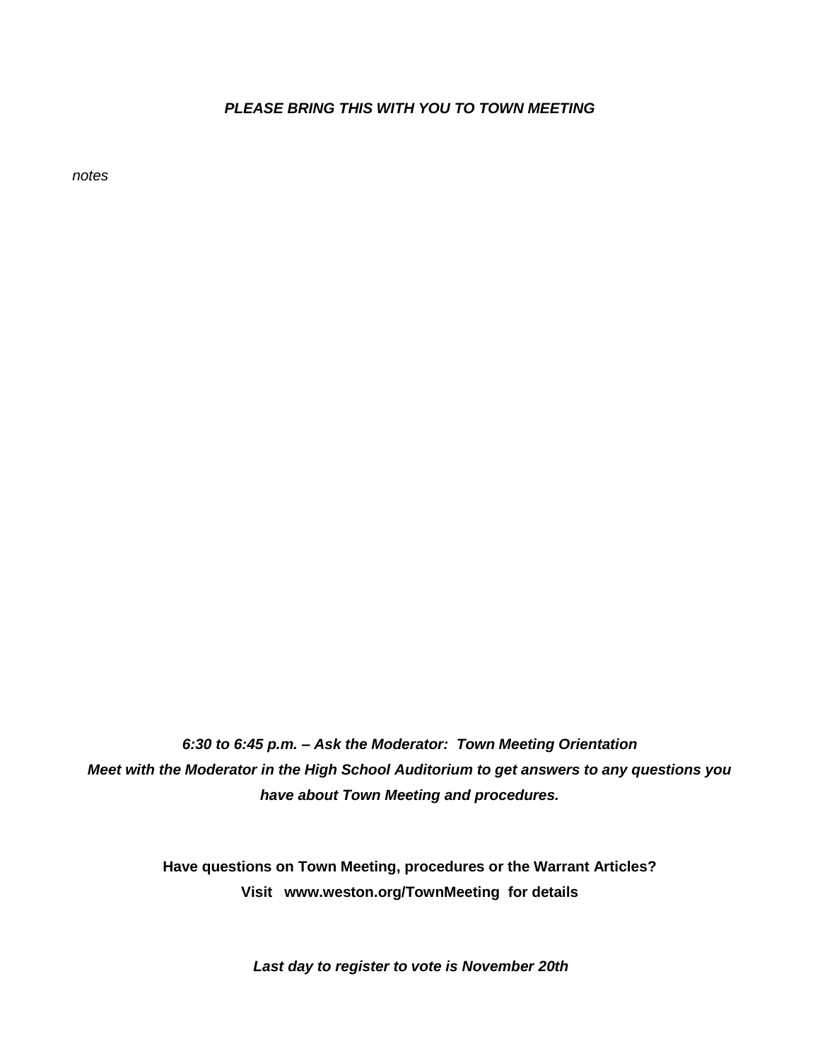***PLEASE BRING THIS WITH YOU TO TOWN MEETING***

*notes*

***6:30 to 6:45 p.m. – Ask the Moderator: Town Meeting Orientation***
***Meet with the Moderator in the High School Auditorium to get answers to any questions you have about Town Meeting and procedures.***

**Have questions on Town Meeting, procedures or the Warrant Articles?**
**Visit www.weston.org/TownMeeting for details**

***Last day to register to vote is November 20th***